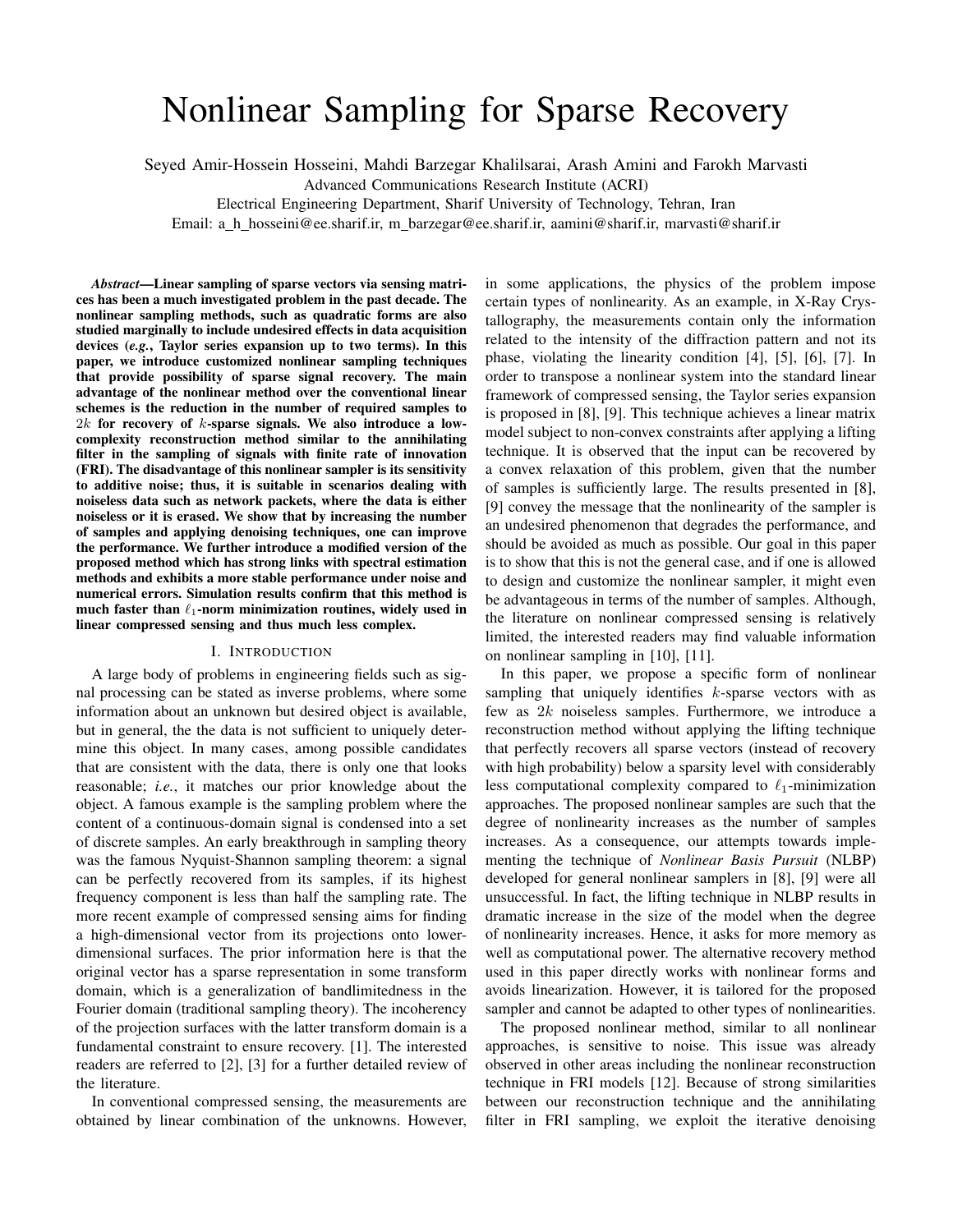# Nonlinear Sampling for Sparse Recovery

Seyed Amir-Hossein Hosseini, Mahdi Barzegar Khalilsarai, Arash Amini and Farokh Marvasti

Advanced Communications Research Institute (ACRI)

Electrical Engineering Department, Sharif University of Technology, Tehran, Iran

Email: a_h_hosseini@ee.sharif.ir, m_barzegar@ee.sharif.ir, aamini@sharif.ir, marvasti@sharif.ir

***Abstract*—Linear sampling of sparse vectors via sensing matrices has been a much investigated problem in the past decade. The nonlinear sampling methods, such as quadratic forms are also studied marginally to include undesired effects in data acquisition devices (*e.g.*, Taylor series expansion up to two terms). In this paper, we introduce customized nonlinear sampling techniques that provide possibility of sparse signal recovery. The main advantage of the nonlinear method over the conventional linear schemes is the reduction in the number of required samples to $2k$ for recovery of $k$-sparse signals. We also introduce a low-complexity reconstruction method similar to the annihilating filter in the sampling of signals with finite rate of innovation (FRI). The disadvantage of this nonlinear sampler is its sensitivity to additive noise; thus, it is suitable in scenarios dealing with noiseless data such as network packets, where the data is either noiseless or it is erased. We show that by increasing the number of samples and applying denoising techniques, one can improve the performance. We further introduce a modified version of the proposed method which has strong links with spectral estimation methods and exhibits a more stable performance under noise and numerical errors. Simulation results confirm that this method is much faster than $\ell_1$-norm minimization routines, widely used in linear compressed sensing and thus much less complex.**

## I. Introduction

A large body of problems in engineering fields such as signal processing can be stated as inverse problems, where some information about an unknown but desired object is available, but in general, the the data is not sufficient to uniquely determine this object. In many cases, among possible candidates that are consistent with the data, there is only one that looks reasonable; *i.e.*, it matches our prior knowledge about the object. A famous example is the sampling problem where the content of a continuous-domain signal is condensed into a set of discrete samples. An early breakthrough in sampling theory was the famous Nyquist-Shannon sampling theorem: a signal can be perfectly recovered from its samples, if its highest frequency component is less than half the sampling rate. The more recent example of compressed sensing aims for finding a high-dimensional vector from its projections onto lower-dimensional surfaces. The prior information here is that the original vector has a sparse representation in some transform domain, which is a generalization of bandlimitedness in the Fourier domain (traditional sampling theory). The incoherency of the projection surfaces with the latter transform domain is a fundamental constraint to ensure recovery. [1]. The interested readers are referred to [2], [3] for a further detailed review of the literature.

In conventional compressed sensing, the measurements are obtained by linear combination of the unknowns. However, in some applications, the physics of the problem impose certain types of nonlinearity. As an example, in X-Ray Crystallography, the measurements contain only the information related to the intensity of the diffraction pattern and not its phase, violating the linearity condition [4], [5], [6], [7]. In order to transpose a nonlinear system into the standard linear framework of compressed sensing, the Taylor series expansion is proposed in [8], [9]. This technique achieves a linear matrix model subject to non-convex constraints after applying a lifting technique. It is observed that the input can be recovered by a convex relaxation of this problem, given that the number of samples is sufficiently large. The results presented in [8], [9] convey the message that the nonlinearity of the sampler is an undesired phenomenon that degrades the performance, and should be avoided as much as possible. Our goal in this paper is to show that this is not the general case, and if one is allowed to design and customize the nonlinear sampler, it might even be advantageous in terms of the number of samples. Although, the literature on nonlinear compressed sensing is relatively limited, the interested readers may find valuable information on nonlinear sampling in [10], [11].

In this paper, we propose a specific form of nonlinear sampling that uniquely identifies $k$-sparse vectors with as few as $2k$ noiseless samples. Furthermore, we introduce a reconstruction method without applying the lifting technique that perfectly recovers all sparse vectors (instead of recovery with high probability) below a sparsity level with considerably less computational complexity compared to $\ell_1$-minimization approaches. The proposed nonlinear samples are such that the degree of nonlinearity increases as the number of samples increases. As a consequence, our attempts towards implementing the technique of *Nonlinear Basis Pursuit* (NLBP) developed for general nonlinear samplers in [8], [9] were all unsuccessful. In fact, the lifting technique in NLBP results in dramatic increase in the size of the model when the degree of nonlinearity increases. Hence, it asks for more memory as well as computational power. The alternative recovery method used in this paper directly works with nonlinear forms and avoids linearization. However, it is tailored for the proposed sampler and cannot be adapted to other types of nonlinearities.

The proposed nonlinear method, similar to all nonlinear approaches, is sensitive to noise. This issue was already observed in other areas including the nonlinear reconstruction technique in FRI models [12]. Because of strong similarities between our reconstruction technique and the annihilating filter in FRI sampling, we exploit the iterative denoising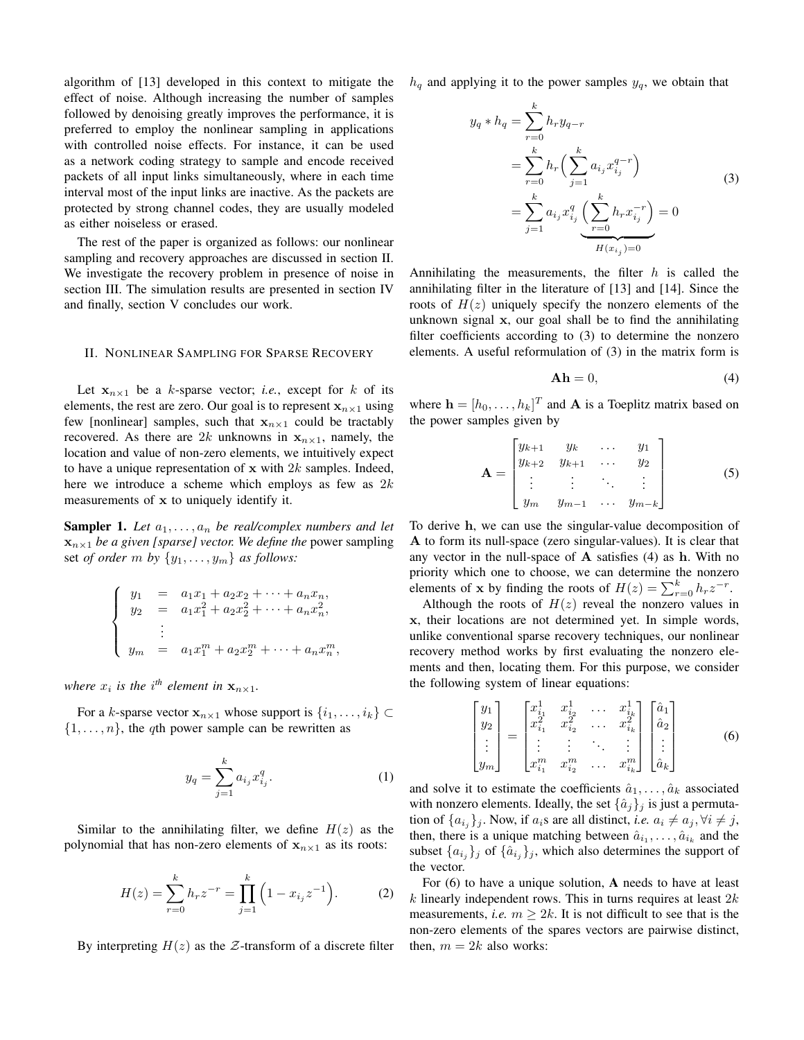algorithm of [13] developed in this context to mitigate the effect of noise. Although increasing the number of samples followed by denoising greatly improves the performance, it is preferred to employ the nonlinear sampling in applications with controlled noise effects. For instance, it can be used as a network coding strategy to sample and encode received packets of all input links simultaneously, where in each time interval most of the input links are inactive. As the packets are protected by strong channel codes, they are usually modeled as either noiseless or erased.

The rest of the paper is organized as follows: our nonlinear sampling and recovery approaches are discussed in section II. We investigate the recovery problem in presence of noise in section III. The simulation results are presented in section IV and finally, section V concludes our work.

## II. Nonlinear Sampling for Sparse Recovery

Let $\mathbf{x}_{n\times 1}$ be a $k$-sparse vector; *i.e.*, except for $k$ of its elements, the rest are zero. Our goal is to represent $\mathbf{x}_{n\times 1}$ using few [nonlinear] samples, such that $\mathbf{x}_{n\times 1}$ could be tractably recovered. As there are $2k$ unknowns in $\mathbf{x}_{n\times 1}$, namely, the location and value of non-zero elements, we intuitively expect to have a unique representation of $\mathbf{x}$ with $2k$ samples. Indeed, here we introduce a scheme which employs as few as $2k$ measurements of $\mathbf{x}$ to uniquely identify it.

**Sampler 1.** *Let $a_1, \dots, a_n$ be real/complex numbers and let $\mathbf{x}_{n\times 1}$ be a given [sparse] vector. We define the* power sampling set *of order $m$ by $\{y_1, \dots, y_m\}$ as follows:*

$$\left\{ \begin{array}{lcl} y_1 & = & a_1 x_1 + a_2 x_2 + \cdots + a_n x_n, \\ y_2 & = & a_1 x_1^2 + a_2 x_2^2 + \cdots + a_n x_n^2, \\ & \vdots & \\ y_m & = & a_1 x_1^m + a_2 x_2^m + \cdots + a_n x_n^m, \end{array} \right.$$

*where $x_i$ is the $i^{th}$ element in $\mathbf{x}_{n\times 1}$.*

For a $k$-sparse vector $\mathbf{x}_{n\times 1}$ whose support is $\{i_1, \dots, i_k\} \subset \{1, \dots, n\}$, the $q$th power sample can be rewritten as

$$y_q = \sum_{j=1}^{k} a_{i_j} x_{i_j}^q. \tag{1}$$

Similar to the annihilating filter, we define $H(z)$ as the polynomial that has non-zero elements of $\mathbf{x}_{n\times 1}$ as its roots:

$$H(z) = \sum_{r=0}^{k} h_r z^{-r} = \prod_{j=1}^{k} \Big(1 - x_{i_j} z^{-1}\Big). \tag{2}$$

By interpreting $H(z)$ as the $\mathcal{Z}$-transform of a discrete filter $h_q$ and applying it to the power samples $y_q$, we obtain that

$$\begin{aligned} y_q * h_q &= \sum_{r=0}^{k} h_r y_{q-r} \\ &= \sum_{r=0}^{k} h_r \Big( \sum_{j=1}^{k} a_{i_j} x_{i_j}^{q-r} \Big) \\ &= \sum_{j=1}^{k} a_{i_j} x_{i_j}^{q} \underbrace{\Big( \sum_{r=0}^{k} h_r x_{i_j}^{-r} \Big)}_{H(x_{i_j})=0} = 0 \end{aligned} \tag{3}$$

Annihilating the measurements, the filter $h$ is called the annihilating filter in the literature of [13] and [14]. Since the roots of $H(z)$ uniquely specify the nonzero elements of the unknown signal $\mathbf{x}$, our goal shall be to find the annihilating filter coefficients according to (3) to determine the nonzero elements. A useful reformulation of (3) in the matrix form is

$$\mathbf{A}\mathbf{h} = 0, \tag{4}$$

where $\mathbf{h} = [h_0, \dots, h_k]^T$ and $\mathbf{A}$ is a Toeplitz matrix based on the power samples given by

$$\mathbf{A} = \begin{bmatrix} y_{k+1} & y_k & \dots & y_1 \\ y_{k+2} & y_{k+1} & \dots & y_2 \\ \vdots & \vdots & \ddots & \vdots \\ y_m & y_{m-1} & \dots & y_{m-k} \end{bmatrix} \tag{5}$$

To derive $\mathbf{h}$, we can use the singular-value decomposition of $\mathbf{A}$ to form its null-space (zero singular-values). It is clear that any vector in the null-space of $\mathbf{A}$ satisfies (4) as $\mathbf{h}$. With no priority which one to choose, we can determine the nonzero elements of $\mathbf{x}$ by finding the roots of $H(z) = \sum_{r=0}^{k} h_r z^{-r}$.

Although the roots of $H(z)$ reveal the nonzero values in $\mathbf{x}$, their locations are not determined yet. In simple words, unlike conventional sparse recovery techniques, our nonlinear recovery method works by first evaluating the nonzero elements and then, locating them. For this purpose, we consider the following system of linear equations:

$$\begin{bmatrix} y_1 \\ y_2 \\ \vdots \\ y_m \end{bmatrix} = \begin{bmatrix} x_{i_1}^1 & x_{i_2}^1 & \dots & x_{i_k}^1 \\ x_{i_1}^2 & x_{i_2}^2 & \dots & x_{i_k}^2 \\ \vdots & \vdots & \ddots & \vdots \\ x_{i_1}^m & x_{i_2}^m & \dots & x_{i_k}^m \end{bmatrix} \begin{bmatrix} \hat{a}_1 \\ \hat{a}_2 \\ \vdots \\ \hat{a}_k \end{bmatrix} \tag{6}$$

and solve it to estimate the coefficients $\hat{a}_1, \dots, \hat{a}_k$ associated with nonzero elements. Ideally, the set $\{\hat{a}_j\}_j$ is just a permutation of $\{a_{i_j}\}_j$. Now, if $a_i$s are all distinct, *i.e.* $a_i \neq a_j, \forall i \neq j$, then, there is a unique matching between $\hat{a}_{i_1}, \dots, \hat{a}_{i_k}$ and the subset $\{a_{i_j}\}_j$ of $\{\hat{a}_{i_j}\}_j$, which also determines the support of the vector.

For (6) to have a unique solution, $\mathbf{A}$ needs to have at least $k$ linearly independent rows. This in turns requires at least $2k$ measurements, *i.e.* $m \geq 2k$. It is not difficult to see that is the non-zero elements of the spares vectors are pairwise distinct, then, $m = 2k$ also works: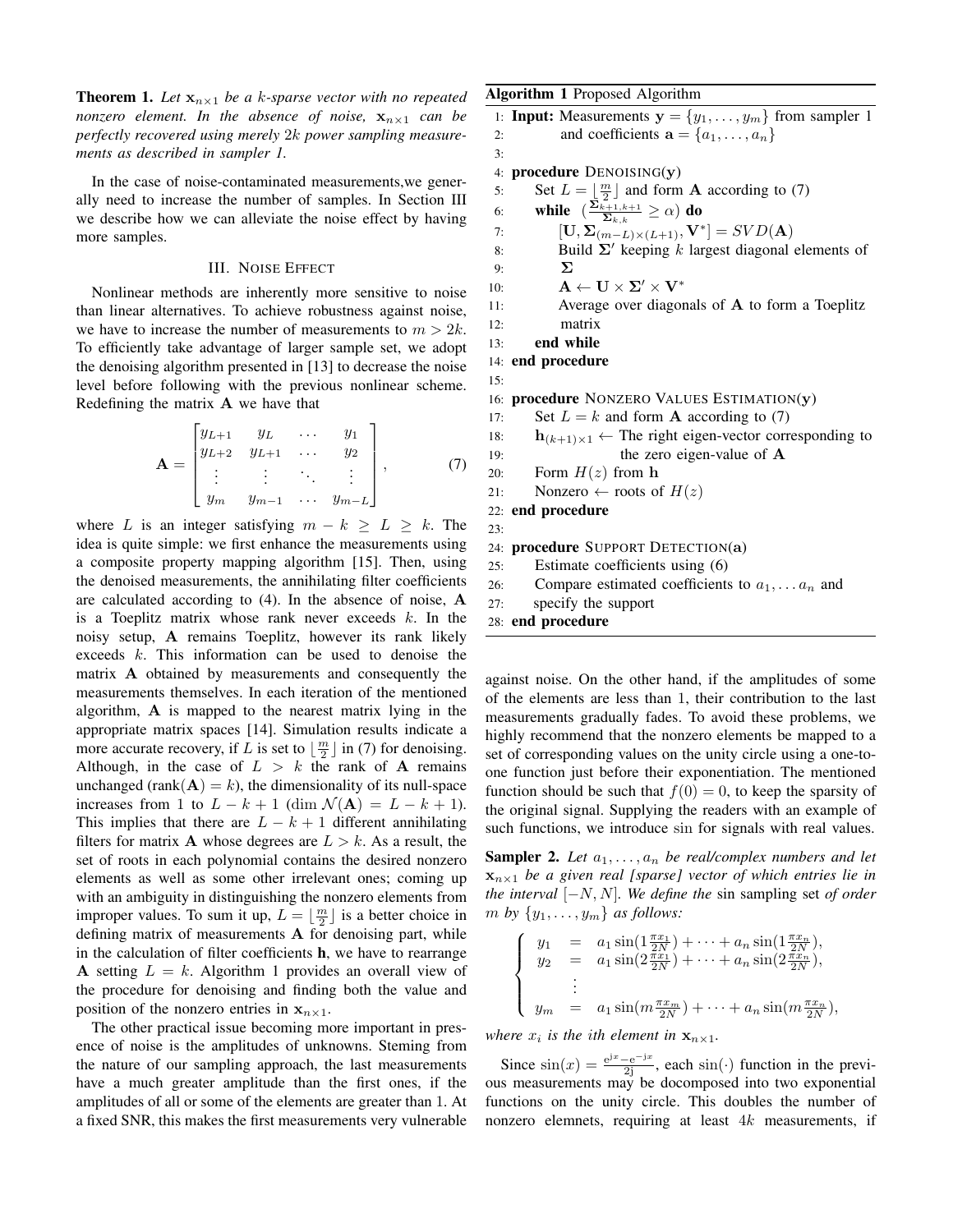**Theorem 1.** *Let $\mathbf{x}_{n\times 1}$ be a $k$-sparse vector with no repeated nonzero element. In the absence of noise, $\mathbf{x}_{n\times 1}$ can be perfectly recovered using merely $2k$ power sampling measurements as described in sampler 1.*

In the case of noise-contaminated measurements,we generally need to increase the number of samples. In Section III we describe how we can alleviate the noise effect by having more samples.

## III. Noise Effect

Nonlinear methods are inherently more sensitive to noise than linear alternatives. To achieve robustness against noise, we have to increase the number of measurements to $m > 2k$. To efficiently take advantage of larger sample set, we adopt the denoising algorithm presented in [13] to decrease the noise level before following with the previous nonlinear scheme. Redefining the matrix $\mathbf{A}$ we have that

$$\mathbf{A} = \begin{bmatrix} y_{L+1} & y_L & \dots & y_1 \\ y_{L+2} & y_{L+1} & \dots & y_2 \\ \vdots & \vdots & \ddots & \vdots \\ y_m & y_{m-1} & \dots & y_{m-L} \end{bmatrix}, \tag{7}$$

where $L$ is an integer satisfying $m - k \geq L \geq k$. The idea is quite simple: we first enhance the measurements using a composite property mapping algorithm [15]. Then, using the denoised measurements, the annihilating filter coefficients are calculated according to (4). In the absence of noise, $\mathbf{A}$ is a Toeplitz matrix whose rank never exceeds $k$. In the noisy setup, $\mathbf{A}$ remains Toeplitz, however its rank likely exceeds $k$. This information can be used to denoise the matrix $\mathbf{A}$ obtained by measurements and consequently the measurements themselves. In each iteration of the mentioned algorithm, $\mathbf{A}$ is mapped to the nearest matrix lying in the appropriate matrix spaces [14]. Simulation results indicate a more accurate recovery, if $L$ is set to $\lfloor \frac{m}{2} \rfloor$ in (7) for denoising. Although, in the case of $L > k$ the rank of $\mathbf{A}$ remains unchanged ($\text{rank}(\mathbf{A}) = k$), the dimensionality of its null-space increases from 1 to $L - k + 1$ ($\dim \mathcal{N}(\mathbf{A}) = L - k + 1$). This implies that there are $L - k + 1$ different annihilating filters for matrix $\mathbf{A}$ whose degrees are $L > k$. As a result, the set of roots in each polynomial contains the desired nonzero elements as well as some other irrelevant ones; coming up with an ambiguity in distinguishing the nonzero elements from improper values. To sum it up, $L = \lfloor \frac{m}{2} \rfloor$ is a better choice in defining matrix of measurements $\mathbf{A}$ for denoising part, while in the calculation of filter coefficients $\mathbf{h}$, we have to rearrange $\mathbf{A}$ setting $L = k$. Algorithm 1 provides an overall view of the procedure for denoising and finding both the value and position of the nonzero entries in $\mathbf{x}_{n\times 1}$.

The other practical issue becoming more important in presence of noise is the amplitudes of unknowns. Steming from the nature of our sampling approach, the last measurements have a much greater amplitude than the first ones, if the amplitudes of all or some of the elements are greater than 1. At a fixed SNR, this makes the first measurements very vulnerable against noise. On the other hand, if the amplitudes of some of the elements are less than 1, their contribution to the last measurements gradually fades. To avoid these problems, we highly recommend that the nonzero elements be mapped to a set of corresponding values on the unity circle using a one-to-one function just before their exponentiation. The mentioned function should be such that $f(0) = 0$, to keep the sparsity of the original signal. Supplying the readers with an example of such functions, we introduce $\sin$ for signals with real values.

**Algorithm 1** Proposed Algorithm

```
1: Input: Measurements y = {y_1, ..., y_m} from sampler 1
2:        and coefficients a = {a_1, ..., a_n}
3:
4: procedure DENOISING(y)
5:     Set L = ⌊m/2⌋ and form A according to (7)
6:     while (Σ_{k+1,k+1} / Σ_{k,k} ≥ α) do
7:         [U, Σ_{(m−L)×(L+1)}, V*] = SVD(A)
8:         Build Σ' keeping k largest diagonal elements of
9:         Σ
10:        A ← U × Σ' × V*
11:        Average over diagonals of A to form a Toeplitz
12:        matrix
13:    end while
14: end procedure
15:
16: procedure NONZERO VALUES ESTIMATION(y)
17:    Set L = k and form A according to (7)
18:    h_{(k+1)×1} ← The right eigen-vector corresponding to
19:                  the zero eigen-value of A
20:    Form H(z) from h
21:    Nonzero ← roots of H(z)
22: end procedure
23:
24: procedure SUPPORT DETECTION(a)
25:    Estimate coefficients using (6)
26:    Compare estimated coefficients to a_1, ... a_n and
27:    specify the support
28: end procedure
```

**Sampler 2.** *Let $a_1, \dots, a_n$ be real/complex numbers and let $\mathbf{x}_{n\times 1}$ be a given real [sparse] vector of which entries lie in the interval $[-N, N]$. We define the* sin sampling set *of order $m$ by $\{y_1, \dots, y_m\}$ as follows:*

$$\begin{cases} y_1 &= a_1 \sin(1\frac{\pi x_1}{2N}) + \dots + a_n \sin(1\frac{\pi x_n}{2N}), \\ y_2 &= a_1 \sin(2\frac{\pi x_1}{2N}) + \dots + a_n \sin(2\frac{\pi x_n}{2N}), \\ &\vdots \\ y_m &= a_1 \sin(m\frac{\pi x_m}{2N}) + \dots + a_n \sin(m\frac{\pi x_n}{2N}), \end{cases}$$

*where $x_i$ is the ith element in $\mathbf{x}_{n\times 1}$.*

Since $\sin(x) = \frac{e^{jx} - e^{-jx}}{2j}$, each $\sin(\cdot)$ function in the previous measurements may be docomposed into two exponential functions on the unity circle. This doubles the number of nonzero elemnets, requiring at least $4k$ measurements, if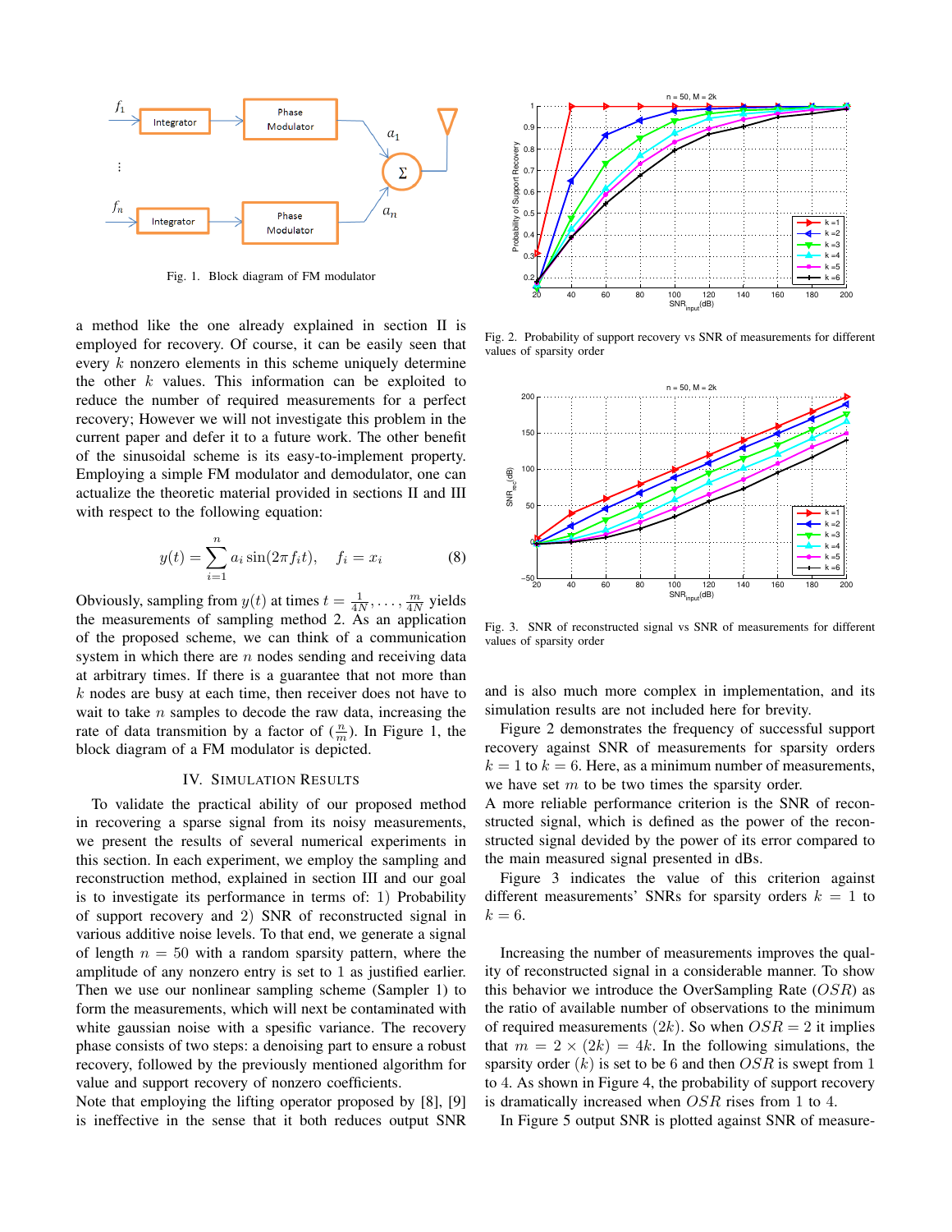Fig. 1. Block diagram of FM modulator

a method like the one already explained in section II is employed for recovery. Of course, it can be easily seen that every $k$ nonzero elements in this scheme uniquely determine the other $k$ values. This information can be exploited to reduce the number of required measurements for a perfect recovery; However we will not investigate this problem in the current paper and defer it to a future work. The other benefit of the sinusoidal scheme is its easy-to-implement property. Employing a simple FM modulator and demodulator, one can actualize the theoretic material provided in sections II and III with respect to the following equation:

$$y(t) = \sum_{i=1}^{n} a_i \sin(2\pi f_i t), \quad f_i = x_i \tag{8}$$

Obviously, sampling from $y(t)$ at times $t = \frac{1}{4N}, \dots, \frac{m}{4N}$ yields the measurements of sampling method 2. As an application of the proposed scheme, we can think of a communication system in which there are $n$ nodes sending and receiving data at arbitrary times. If there is a guarantee that not more than $k$ nodes are busy at each time, then receiver does not have to wait to take $n$ samples to decode the raw data, increasing the rate of data transmition by a factor of $(\frac{n}{m})$. In Figure 1, the block diagram of a FM modulator is depicted.

## IV. Simulation Results

To validate the practical ability of our proposed method in recovering a sparse signal from its noisy measurements, we present the results of several numerical experiments in this section. In each experiment, we employ the sampling and reconstruction method, explained in section III and our goal is to investigate its performance in terms of: 1) Probability of support recovery and 2) SNR of reconstructed signal in various additive noise levels. To that end, we generate a signal of length $n = 50$ with a random sparsity pattern, where the amplitude of any nonzero entry is set to 1 as justified earlier. Then we use our nonlinear sampling scheme (Sampler 1) to form the measurements, which will next be contaminated with white gaussian noise with a spesific variance. The recovery phase consists of two steps: a denoising part to ensure a robust recovery, followed by the previously mentioned algorithm for value and support recovery of nonzero coefficients.
Note that employing the lifting operator proposed by [8], [9] is ineffective in the sense that it both reduces output SNR and is also much more complex in implementation, and its simulation results are not included here for brevity.

Fig. 2. Probability of support recovery vs SNR of measurements for different values of sparsity order

Fig. 3. SNR of reconstructed signal vs SNR of measurements for different values of sparsity order

Figure 2 demonstrates the frequency of successful support recovery against SNR of measurements for sparsity orders $k = 1$ to $k = 6$. Here, as a minimum number of measurements, we have set $m$ to be two times the sparsity order.
A more reliable performance criterion is the SNR of reconstructed signal, which is defined as the power of the reconstructed signal devided by the power of its error compared to the main measured signal presented in dBs.

Figure 3 indicates the value of this criterion against different measurements' SNRs for sparsity orders $k = 1$ to $k = 6$.

Increasing the number of measurements improves the quality of reconstructed signal in a considerable manner. To show this behavior we introduce the OverSampling Rate ($OSR$) as the ratio of available number of observations to the minimum of required measurements $(2k)$. So when $OSR = 2$ it implies that $m = 2 \times (2k) = 4k$. In the following simulations, the sparsity order $(k)$ is set to be 6 and then $OSR$ is swept from 1 to 4. As shown in Figure 4, the probability of support recovery is dramatically increased when $OSR$ rises from 1 to 4.

In Figure 5 output SNR is plotted against SNR of measure-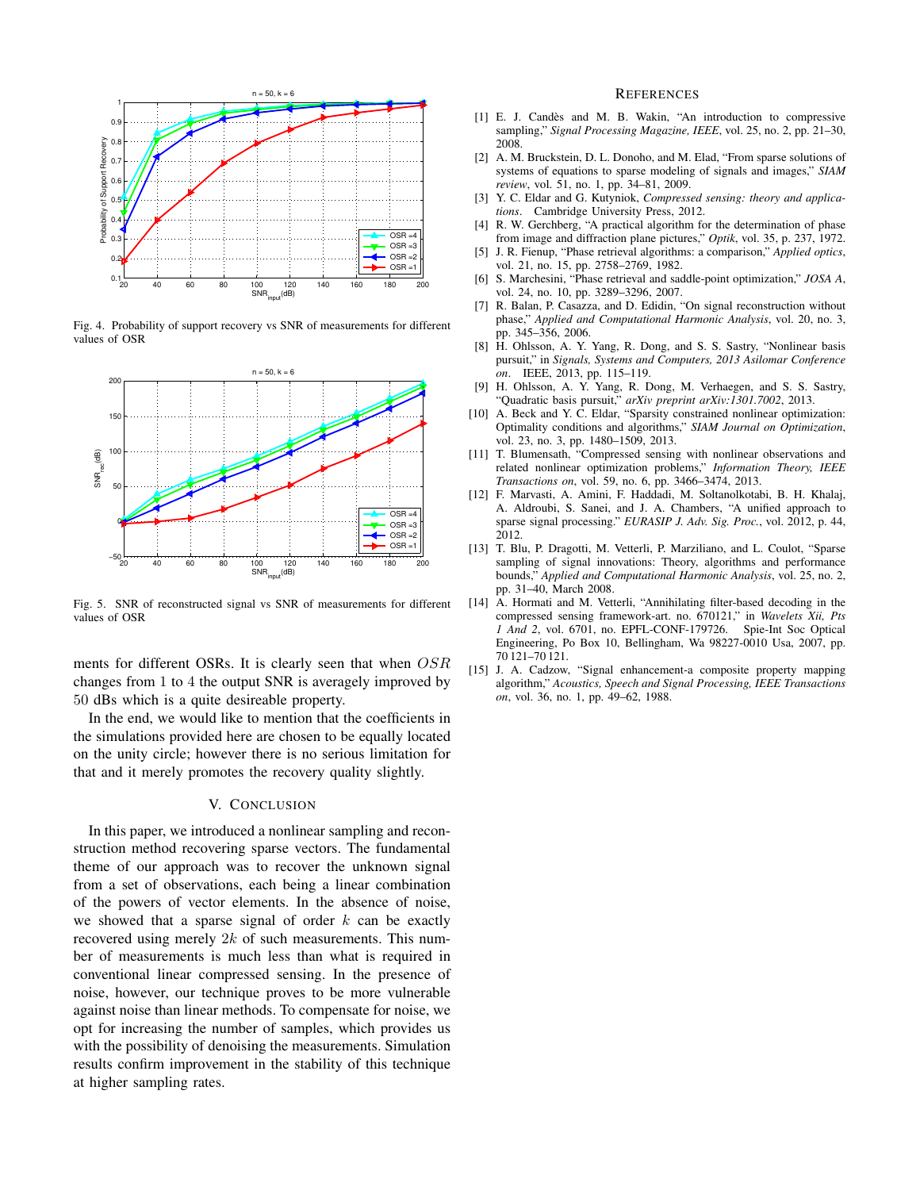n = 50, k = 6

Probability of Support Recovery

1
0.9
0.8
0.7
0.6
0.5
0.4
0.3
0.2
0.1

20 40 60 80 100 120 140 160 180 200

$\text{SNR}_{\text{input}}$(dB)

OSR =4
OSR =3
OSR =2
OSR =1

Fig. 4. Probability of support recovery vs SNR of measurements for different values of OSR

n = 50, k = 6

$\text{SNR}_{\text{rec}}$ (dB)

200
150
100
50
0
−50

20 40 60 80 100 120 140 160 180 200

$\text{SNR}_{\text{input}}$(dB)

OSR =4
OSR =3
OSR =2
OSR =1

Fig. 5. SNR of reconstructed signal vs SNR of measurements for different values of OSR

ments for different OSRs. It is clearly seen that when $OSR$ changes from 1 to 4 the output SNR is averagely improved by 50 dBs which is a quite desireable property.

In the end, we would like to mention that the coefficients in the simulations provided here are chosen to be equally located on the unity circle; however there is no serious limitation for that and it merely promotes the recovery quality slightly.

## V. Conclusion

In this paper, we introduced a nonlinear sampling and reconstruction method recovering sparse vectors. The fundamental theme of our approach was to recover the unknown signal from a set of observations, each being a linear combination of the powers of vector elements. In the absence of noise, we showed that a sparse signal of order $k$ can be exactly recovered using merely $2k$ of such measurements. This number of measurements is much less than what is required in conventional linear compressed sensing. In the presence of noise, however, our technique proves to be more vulnerable against noise than linear methods. To compensate for noise, we opt for increasing the number of samples, which provides us with the possibility of denoising the measurements. Simulation results confirm improvement in the stability of this technique at higher sampling rates.

## References

[1] E. J. Candès and M. B. Wakin, "An introduction to compressive sampling," *Signal Processing Magazine, IEEE*, vol. 25, no. 2, pp. 21–30, 2008.

[2] A. M. Bruckstein, D. L. Donoho, and M. Elad, "From sparse solutions of systems of equations to sparse modeling of signals and images," *SIAM review*, vol. 51, no. 1, pp. 34–81, 2009.

[3] Y. C. Eldar and G. Kutyniok, *Compressed sensing: theory and applications*. Cambridge University Press, 2012.

[4] R. W. Gerchberg, "A practical algorithm for the determination of phase from image and diffraction plane pictures," *Optik*, vol. 35, p. 237, 1972.

[5] J. R. Fienup, "Phase retrieval algorithms: a comparison," *Applied optics*, vol. 21, no. 15, pp. 2758–2769, 1982.

[6] S. Marchesini, "Phase retrieval and saddle-point optimization," *JOSA A*, vol. 24, no. 10, pp. 3289–3296, 2007.

[7] R. Balan, P. Casazza, and D. Edidin, "On signal reconstruction without phase," *Applied and Computational Harmonic Analysis*, vol. 20, no. 3, pp. 345–356, 2006.

[8] H. Ohlsson, A. Y. Yang, R. Dong, and S. S. Sastry, "Nonlinear basis pursuit," in *Signals, Systems and Computers, 2013 Asilomar Conference on*. IEEE, 2013, pp. 115–119.

[9] H. Ohlsson, A. Y. Yang, R. Dong, M. Verhaegen, and S. S. Sastry, "Quadratic basis pursuit," *arXiv preprint arXiv:1301.7002*, 2013.

[10] A. Beck and Y. C. Eldar, "Sparsity constrained nonlinear optimization: Optimality conditions and algorithms," *SIAM Journal on Optimization*, vol. 23, no. 3, pp. 1480–1509, 2013.

[11] T. Blumensath, "Compressed sensing with nonlinear observations and related nonlinear optimization problems," *Information Theory, IEEE Transactions on*, vol. 59, no. 6, pp. 3466–3474, 2013.

[12] F. Marvasti, A. Amini, F. Haddadi, M. Soltanolkotabi, B. H. Khalaj, A. Aldroubi, S. Sanei, and J. Chambers, "A unified approach to sparse signal processing." *EURASIP J. Adv. Sig. Proc.*, vol. 2012, p. 44, 2012.

[13] T. Blu, P. Dragotti, M. Vetterli, P. Marziliano, and L. Coulot, "Sparse sampling of signal innovations: Theory, algorithms and performance bounds," *Applied and Computational Harmonic Analysis*, vol. 25, no. 2, pp. 31–40, March 2008.

[14] A. Hormati and M. Vetterli, "Annihilating filter-based decoding in the compressed sensing framework-art. no. 670121," in *Wavelets Xii, Pts 1 And 2*, vol. 6701, no. EPFL-CONF-179726. Spie-Int Soc Optical Engineering, Po Box 10, Bellingham, Wa 98227-0010 Usa, 2007, pp. 70 121–70 121.

[15] J. A. Cadzow, "Signal enhancement-a composite property mapping algorithm," *Acoustics, Speech and Signal Processing, IEEE Transactions on*, vol. 36, no. 1, pp. 49–62, 1988.